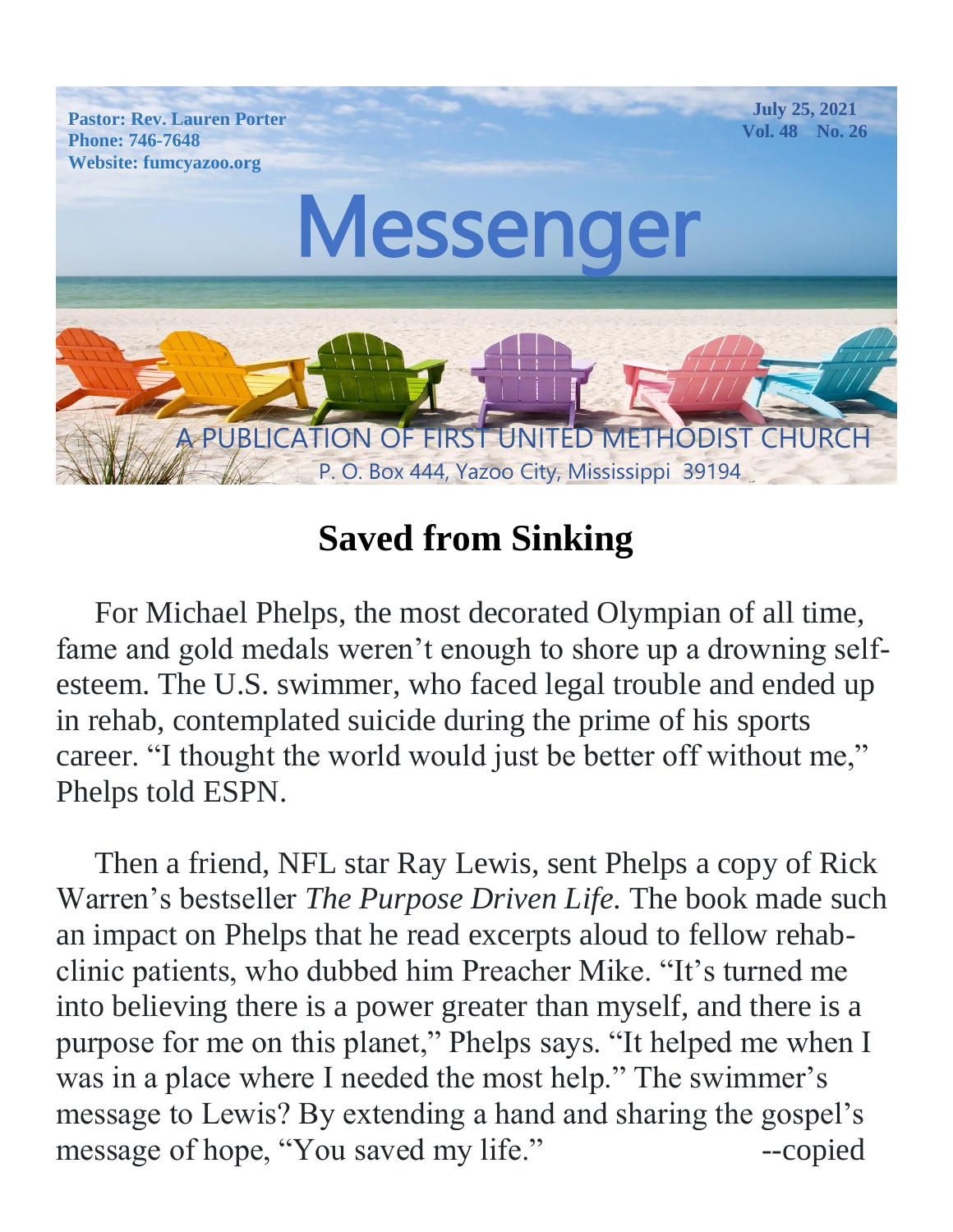Pastor: Rev. Lauren Porter
Phone: 746-7648
Website: fumcyazoo.org

July 25, 2021
Vol. 48 No. 26

# Messenger

A PUBLICATION OF FIRST UNITED METHODIST CHURCH
P. O. Box 444, Yazoo City, Mississippi 39194

## Saved from Sinking

For Michael Phelps, the most decorated Olympian of all time, fame and gold medals weren't enough to shore up a drowning self-esteem. The U.S. swimmer, who faced legal trouble and ended up in rehab, contemplated suicide during the prime of his sports career. "I thought the world would just be better off without me," Phelps told ESPN.

Then a friend, NFL star Ray Lewis, sent Phelps a copy of Rick Warren's bestseller *The Purpose Driven Life.* The book made such an impact on Phelps that he read excerpts aloud to fellow rehab-clinic patients, who dubbed him Preacher Mike. "It's turned me into believing there is a power greater than myself, and there is a purpose for me on this planet," Phelps says. "It helped me when I was in a place where I needed the most help." The swimmer's message to Lewis? By extending a hand and sharing the gospel's message of hope, "You saved my life." --copied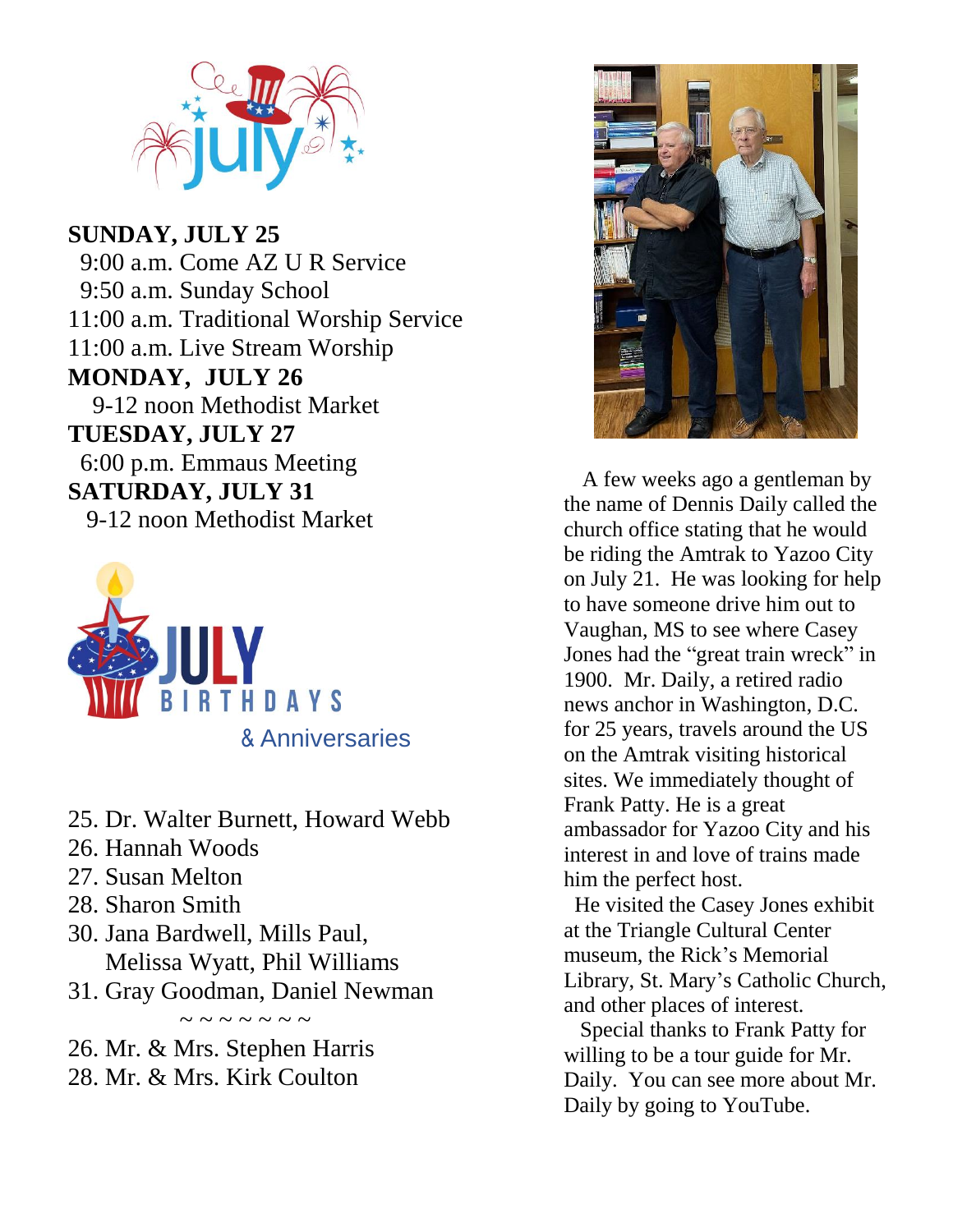# July

**SUNDAY, JULY 25**

9:00 a.m. Come AZ U R Service
9:50 a.m. Sunday School
11:00 a.m. Traditional Worship Service
11:00 a.m. Live Stream Worship

**MONDAY, JULY 26**

9-12 noon Methodist Market

**TUESDAY, JULY 27**

6:00 p.m. Emmaus Meeting

**SATURDAY, JULY 31**

9-12 noon Methodist Market

## JULY BIRTHDAYS & Anniversaries

25. Dr. Walter Burnett, Howard Webb
26. Hannah Woods
27. Susan Melton
28. Sharon Smith
30. Jana Bardwell, Mills Paul, Melissa Wyatt, Phil Williams
31. Gray Goodman, Daniel Newman

~ ~ ~ ~ ~ ~ ~ ~

26. Mr. & Mrs. Stephen Harris
28. Mr. & Mrs. Kirk Coulton

A few weeks ago a gentleman by the name of Dennis Daily called the church office stating that he would be riding the Amtrak to Yazoo City on July 21. He was looking for help to have someone drive him out to Vaughan, MS to see where Casey Jones had the "great train wreck" in 1900. Mr. Daily, a retired radio news anchor in Washington, D.C. for 25 years, travels around the US on the Amtrak visiting historical sites. We immediately thought of Frank Patty. He is a great ambassador for Yazoo City and his interest in and love of trains made him the perfect host.

He visited the Casey Jones exhibit at the Triangle Cultural Center museum, the Rick's Memorial Library, St. Mary's Catholic Church, and other places of interest.

Special thanks to Frank Patty for willing to be a tour guide for Mr. Daily. You can see more about Mr. Daily by going to YouTube.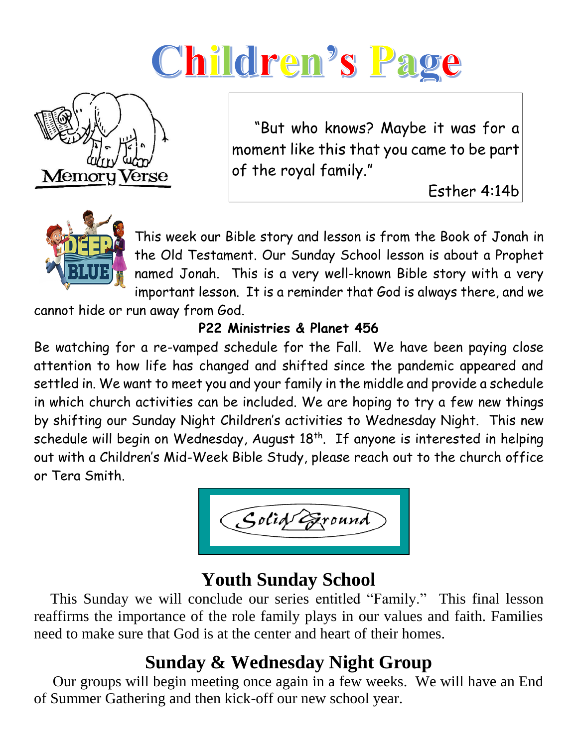# Children's Page

Memory Verse

"But who knows? Maybe it was for a moment like this that you came to be part of the royal family."

Esther 4:14b

DEEP BLUE

This week our Bible story and lesson is from the Book of Jonah in the Old Testament. Our Sunday School lesson is about a Prophet named Jonah. This is a very well-known Bible story with a very important lesson. It is a reminder that God is always there, and we cannot hide or run away from God.

**P22 Ministries & Planet 456**

Be watching for a re-vamped schedule for the Fall. We have been paying close attention to how life has changed and shifted since the pandemic appeared and settled in. We want to meet you and your family in the middle and provide a schedule in which church activities can be included. We are hoping to try a few new things by shifting our Sunday Night Children's activities to Wednesday Night. This new schedule will begin on Wednesday, August 18th. If anyone is interested in helping out with a Children's Mid-Week Bible Study, please reach out to the church office or Tera Smith.

Solid Ground

## Youth Sunday School

This Sunday we will conclude our series entitled "Family." This final lesson reaffirms the importance of the role family plays in our values and faith. Families need to make sure that God is at the center and heart of their homes.

## Sunday & Wednesday Night Group

Our groups will begin meeting once again in a few weeks. We will have an End of Summer Gathering and then kick-off our new school year.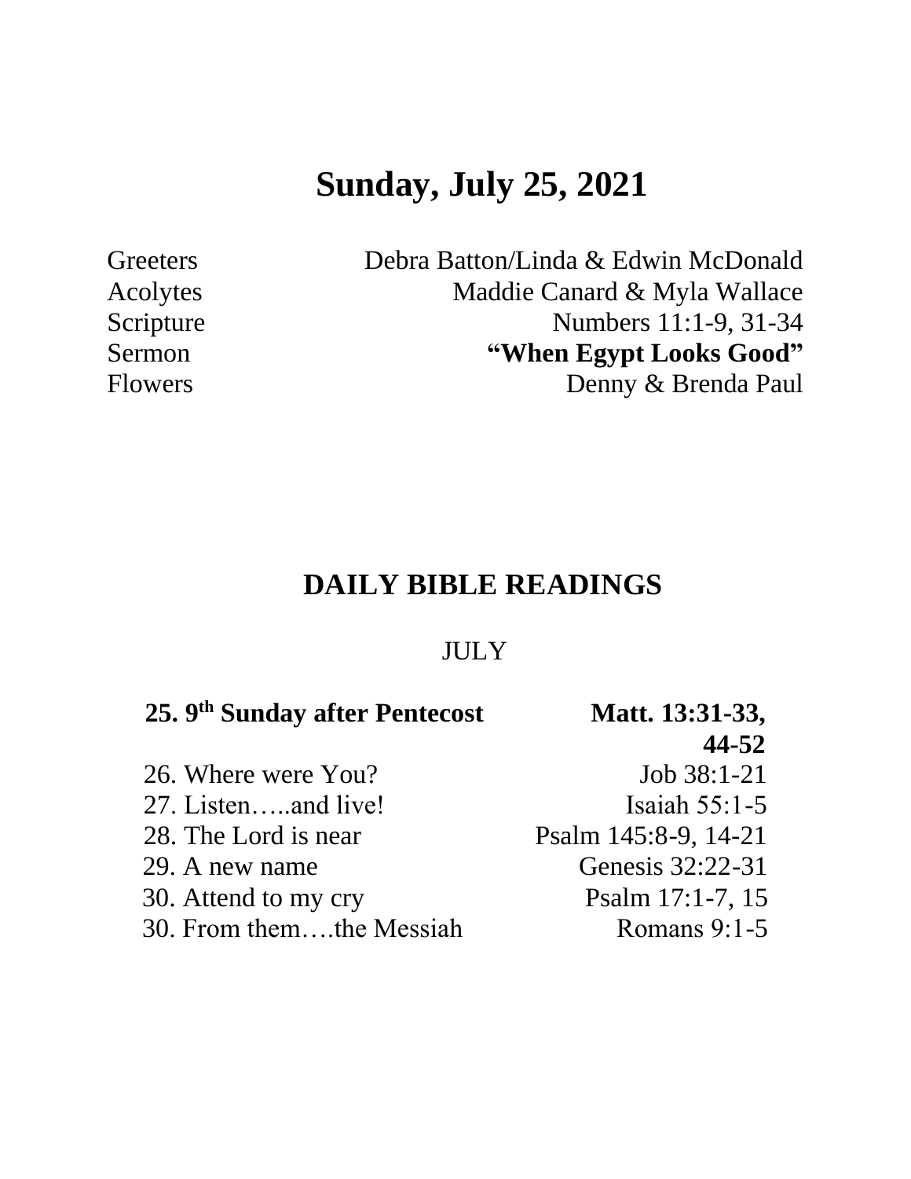# Sunday, July 25, 2021

| | |
|---|---|
| Greeters | Debra Batton/Linda & Edwin McDonald |
| Acolytes | Maddie Canard & Myla Wallace |
| Scripture | Numbers 11:1-9, 31-34 |
| Sermon | **"When Egypt Looks Good"** |
| Flowers | Denny & Brenda Paul |

## DAILY BIBLE READINGS

JULY

| | |
|---|---|
| **25. 9th Sunday after Pentecost** | **Matt. 13:31-33, 44-52** |
| 26. Where were You? | Job 38:1-21 |
| 27. Listen…..and live! | Isaiah 55:1-5 |
| 28. The Lord is near | Psalm 145:8-9, 14-21 |
| 29. A new name | Genesis 32:22-31 |
| 30. Attend to my cry | Psalm 17:1-7, 15 |
| 30. From them….the Messiah | Romans 9:1-5 |